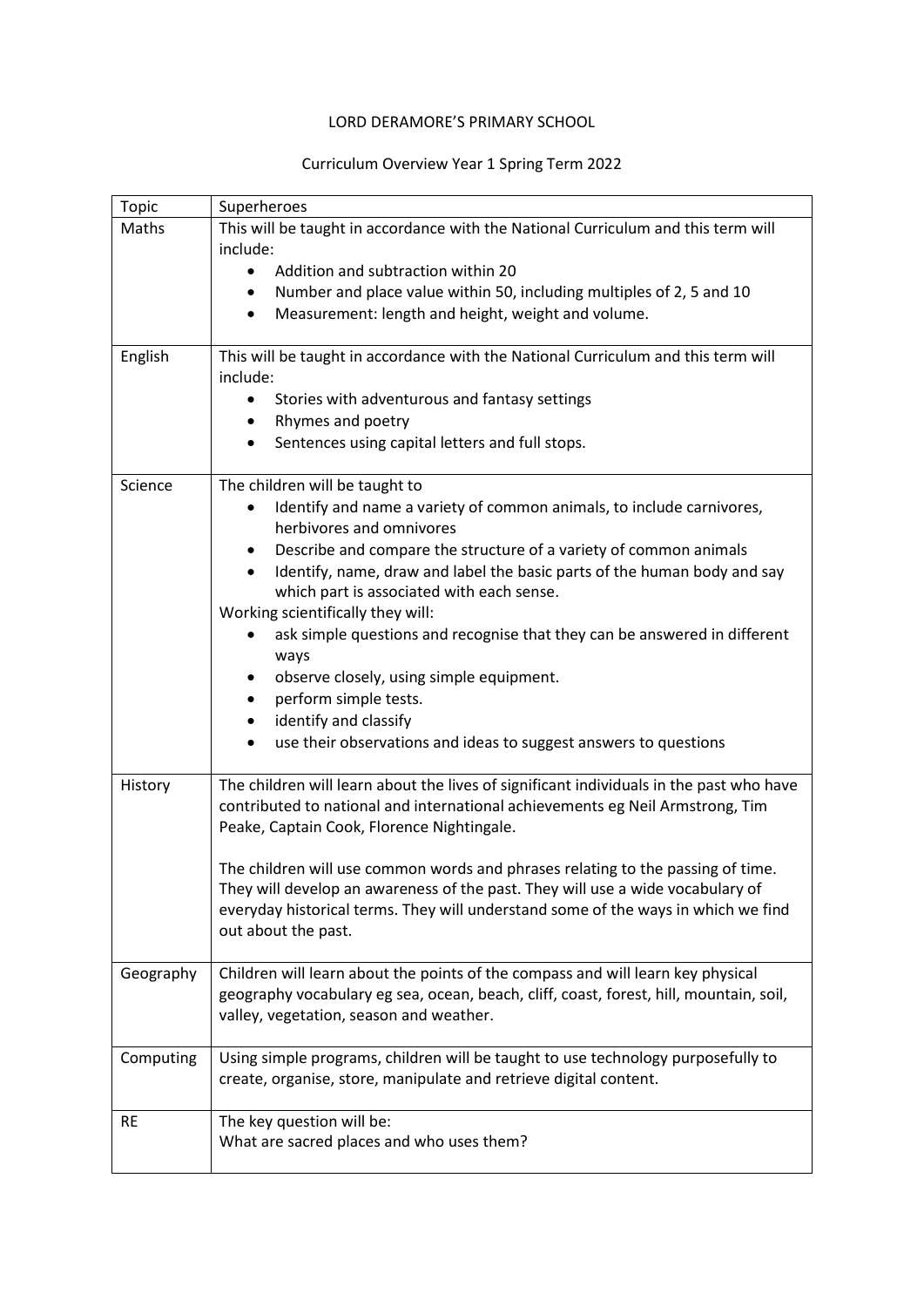# LORD DERAMORE'S PRIMARY SCHOOL

## Curriculum Overview Year 1 Spring Term 2022

| Topic | Superheroes |
|---|---|
| Maths | This will be taught in accordance with the National Curriculum and this term will include:<br>• Addition and subtraction within 20<br>• Number and place value within 50, including multiples of 2, 5 and 10<br>• Measurement: length and height, weight and volume. |
| English | This will be taught in accordance with the National Curriculum and this term will include:<br>• Stories with adventurous and fantasy settings<br>• Rhymes and poetry<br>• Sentences using capital letters and full stops. |
| Science | The children will be taught to<br>• Identify and name a variety of common animals, to include carnivores, herbivores and omnivores<br>• Describe and compare the structure of a variety of common animals<br>• Identify, name, draw and label the basic parts of the human body and say which part is associated with each sense.<br>Working scientifically they will:<br>• ask simple questions and recognise that they can be answered in different ways<br>• observe closely, using simple equipment.<br>• perform simple tests.<br>• identify and classify<br>• use their observations and ideas to suggest answers to questions |
| History | The children will learn about the lives of significant individuals in the past who have contributed to national and international achievements eg Neil Armstrong, Tim Peake, Captain Cook, Florence Nightingale.<br><br>The children will use common words and phrases relating to the passing of time. They will develop an awareness of the past. They will use a wide vocabulary of everyday historical terms. They will understand some of the ways in which we find out about the past. |
| Geography | Children will learn about the points of the compass and will learn key physical geography vocabulary eg sea, ocean, beach, cliff, coast, forest, hill, mountain, soil, valley, vegetation, season and weather. |
| Computing | Using simple programs, children will be taught to use technology purposefully to create, organise, store, manipulate and retrieve digital content. |
| RE | The key question will be:<br>What are sacred places and who uses them? |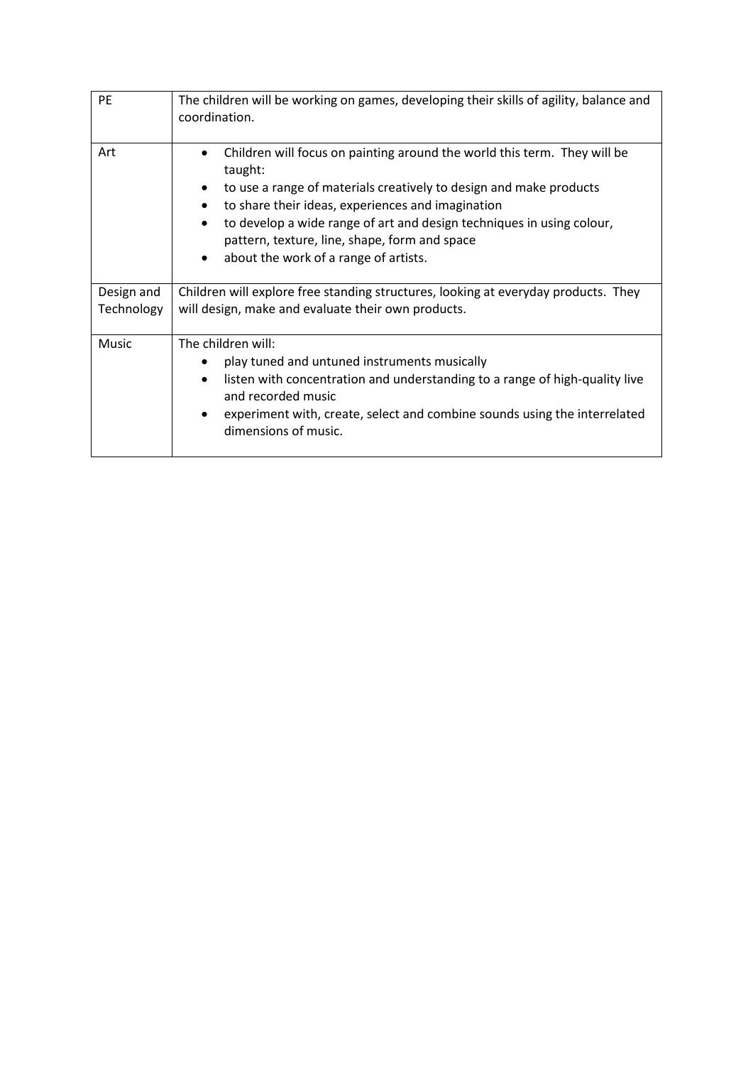| | |
|---|---|
| PE | The children will be working on games, developing their skills of agility, balance and coordination. |
| Art | • Children will focus on painting around the world this term. They will be taught:<br>• to use a range of materials creatively to design and make products<br>• to share their ideas, experiences and imagination<br>• to develop a wide range of art and design techniques in using colour, pattern, texture, line, shape, form and space<br>• about the work of a range of artists. |
| Design and Technology | Children will explore free standing structures, looking at everyday products. They will design, make and evaluate their own products. |
| Music | The children will:<br>• play tuned and untuned instruments musically<br>• listen with concentration and understanding to a range of high-quality live and recorded music<br>• experiment with, create, select and combine sounds using the interrelated dimensions of music. |